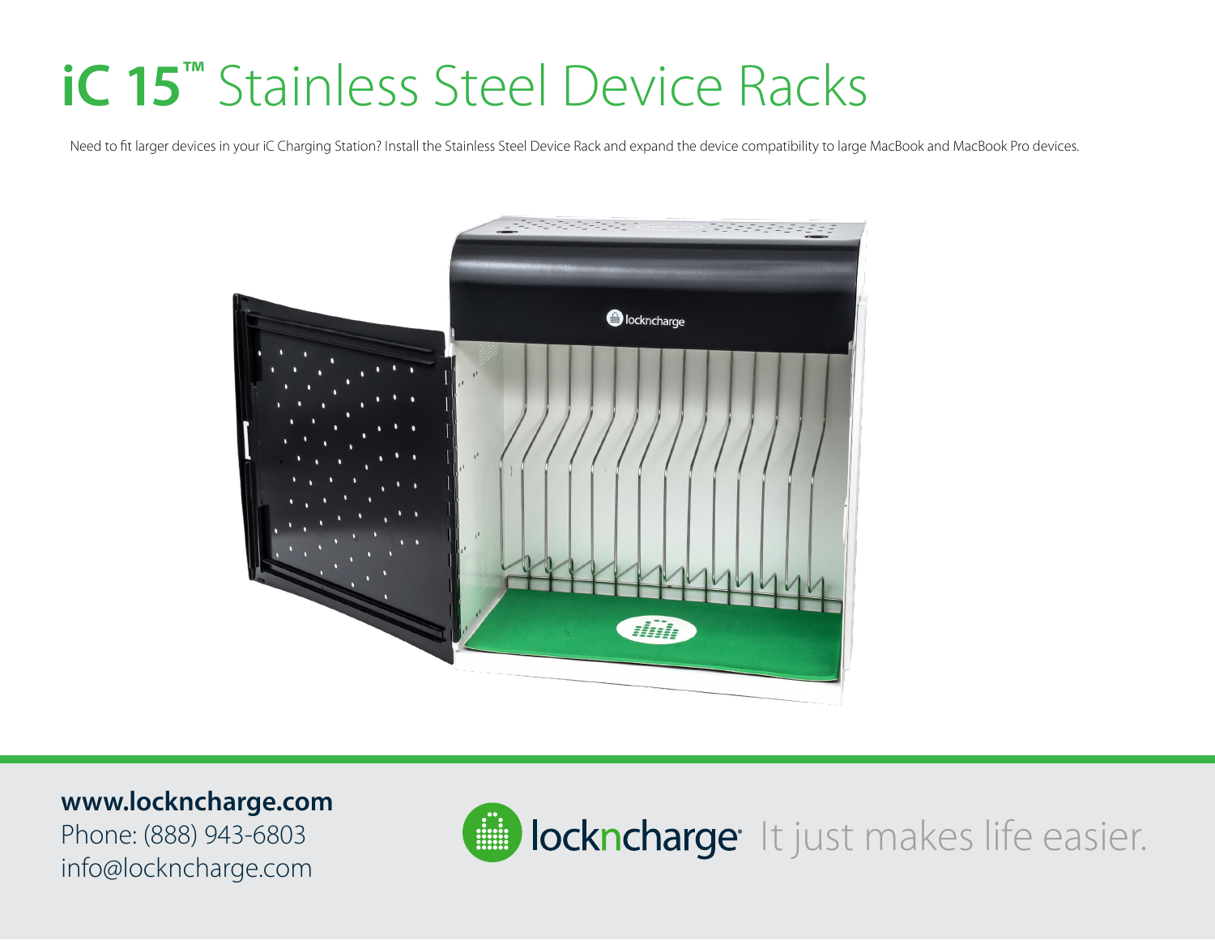# iC 15™ Stainless Steel Device Racks

Need to fit larger devices in your iC Charging Station? Install the Stainless Steel Device Rack and expand the device compatibility to large MacBook and MacBook Pro devices.

**www.lockncharge.com**
Phone: (888) 943-6803
info@lockncharge.com

lockncharge It just makes life easier.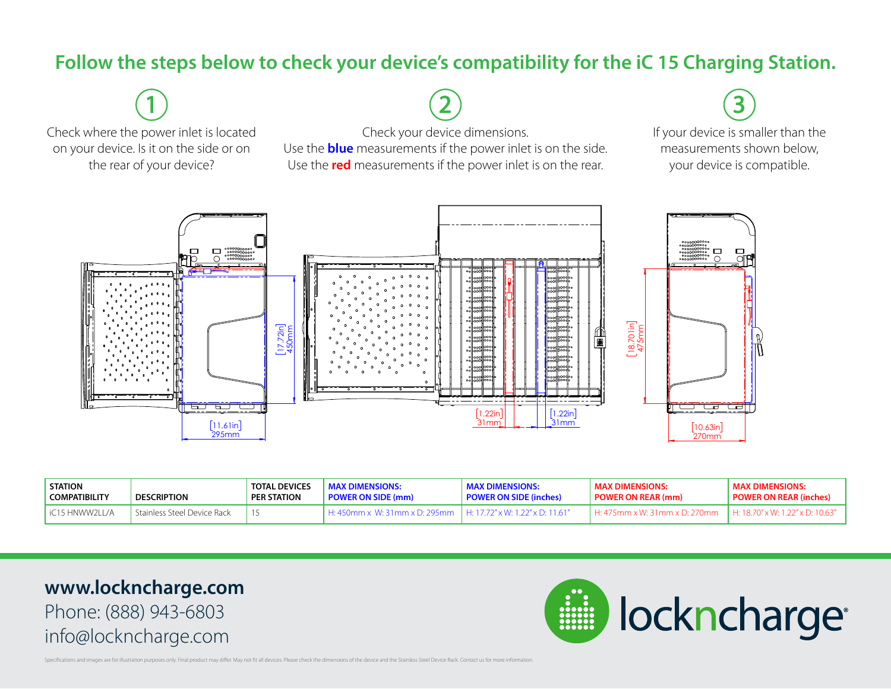# Follow the steps below to check your device's compatibility for the iC 15 Charging Station.

**1**

Check where the power inlet is located on your device. Is it on the side or on the rear of your device?

**2**

Check your device dimensions.
Use the **blue** measurements if the power inlet is on the side.
Use the **red** measurements if the power inlet is on the rear.

**3**

If your device is smaller than the measurements shown below, your device is compatible.

[17.72in]
450mm

[11.61in]
295mm

[1.22in]
31mm

[1.22in]
31mm

[18.70in]
475mm

[10.63in]
270mm

| STATION COMPATIBILITY | DESCRIPTION | TOTAL DEVICES PER STATION | MAX DIMENSIONS: POWER ON SIDE (mm) | MAX DIMENSIONS: POWER ON SIDE (inches) | MAX DIMENSIONS: POWER ON REAR (mm) | MAX DIMENSIONS: POWER ON REAR (inches) |
|---|---|---|---|---|---|---|
| iC15 HNWW2LL/A | Stainless Steel Device Rack | 15 | H: 450mm x W: 31mm x D: 295mm | H: 17.72" x W: 1.22" x D: 11.61" | H: 475mm x W: 31mm x D: 270mm | H: 18.70" x W: 1.22" x D: 10.63" |

**www.lockncharge.com**
Phone: (888) 943-6803
info@lockncharge.com

lockncharge®

Specifications and images are for illustration purposes only. Final product may differ. May not fit all devices. Please check the dimensions of the device and the Stainless Steel Device Rack. Contact us for more information.